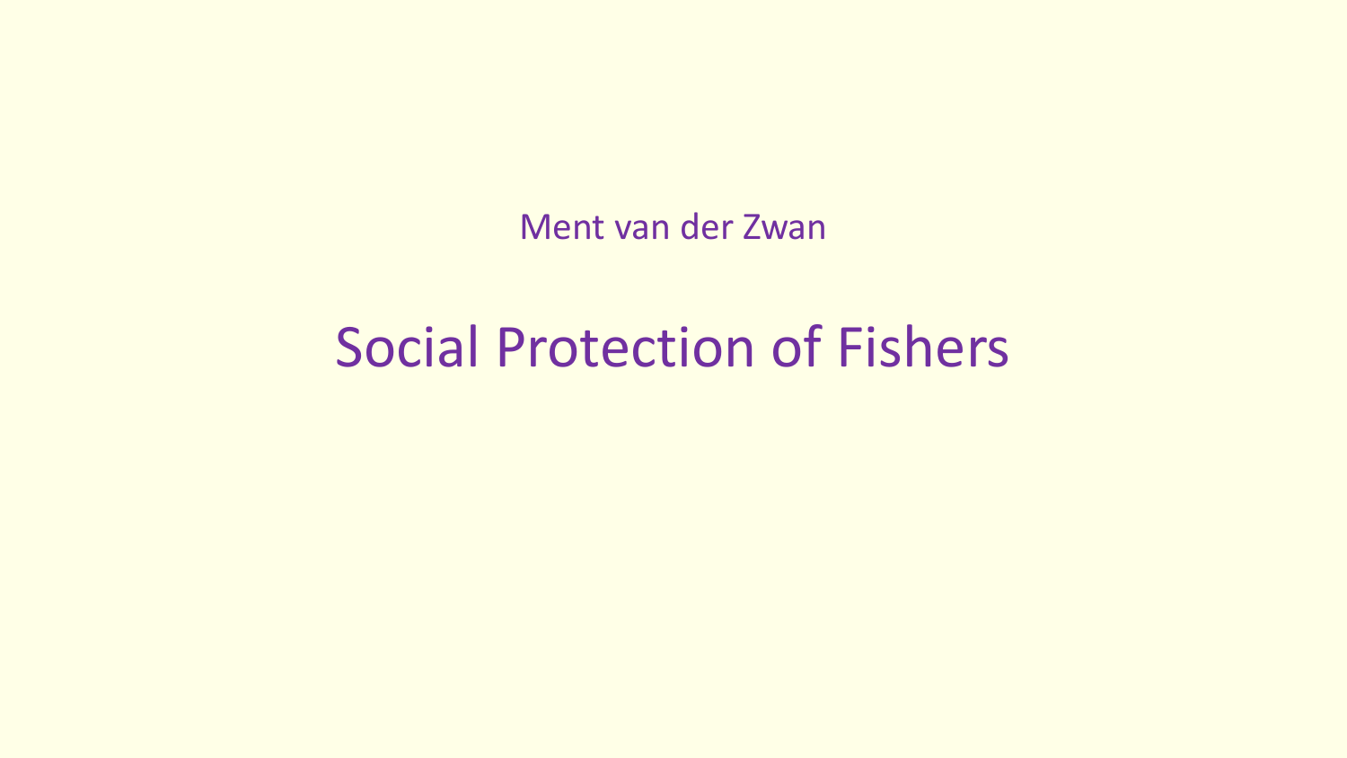Ment van der Zwan

# Social Protection of Fishers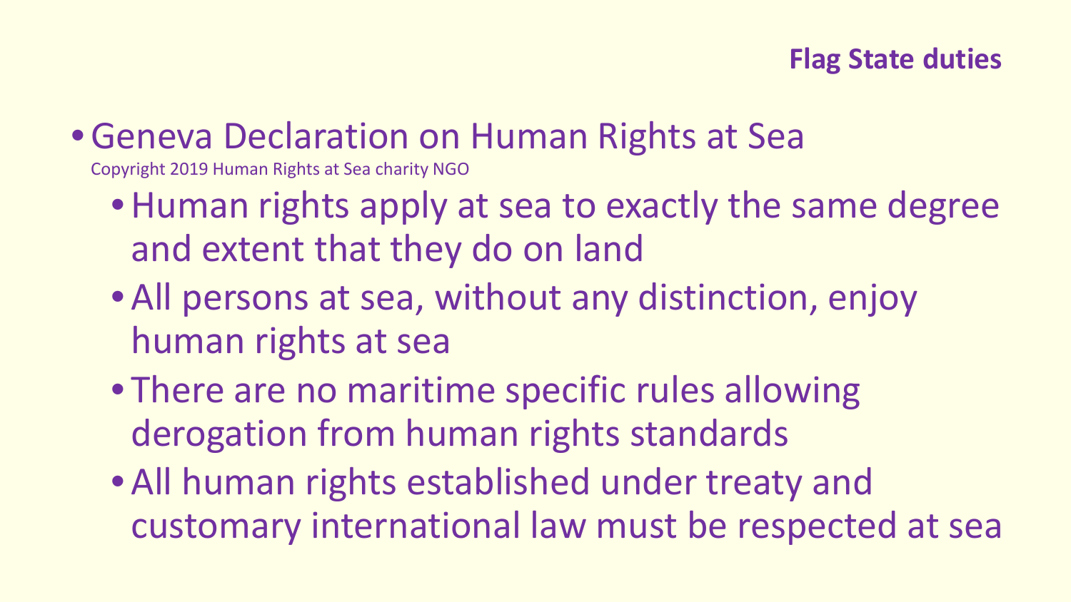## Flag State duties

- Geneva Declaration on Human Rights at Sea
  Copyright 2019 Human Rights at Sea charity NGO
  - Human rights apply at sea to exactly the same degree and extent that they do on land
  - All persons at sea, without any distinction, enjoy human rights at sea
  - There are no maritime specific rules allowing derogation from human rights standards
  - All human rights established under treaty and customary international law must be respected at sea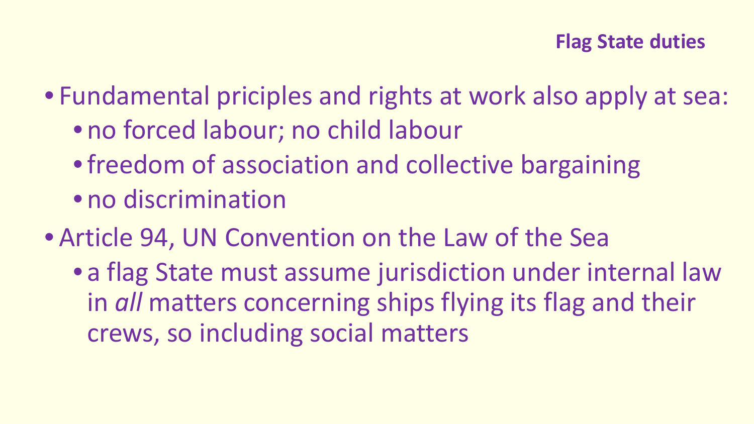## Flag State duties

- Fundamental priciples and rights at work also apply at sea:
  - no forced labour; no child labour
  - freedom of association and collective bargaining
  - no discrimination
- Article 94, UN Convention on the Law of the Sea
  - a flag State must assume jurisdiction under internal law in *all* matters concerning ships flying its flag and their crews, so including social matters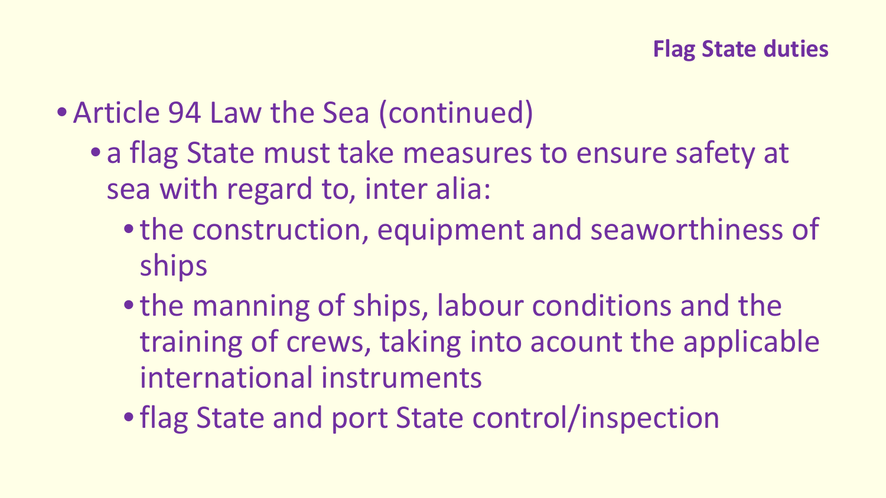## Flag State duties

- Article 94 Law the Sea (continued)
  - a flag State must take measures to ensure safety at sea with regard to, inter alia:
    - the construction, equipment and seaworthiness of ships
    - the manning of ships, labour conditions and the training of crews, taking into acount the applicable international instruments
    - flag State and port State control/inspection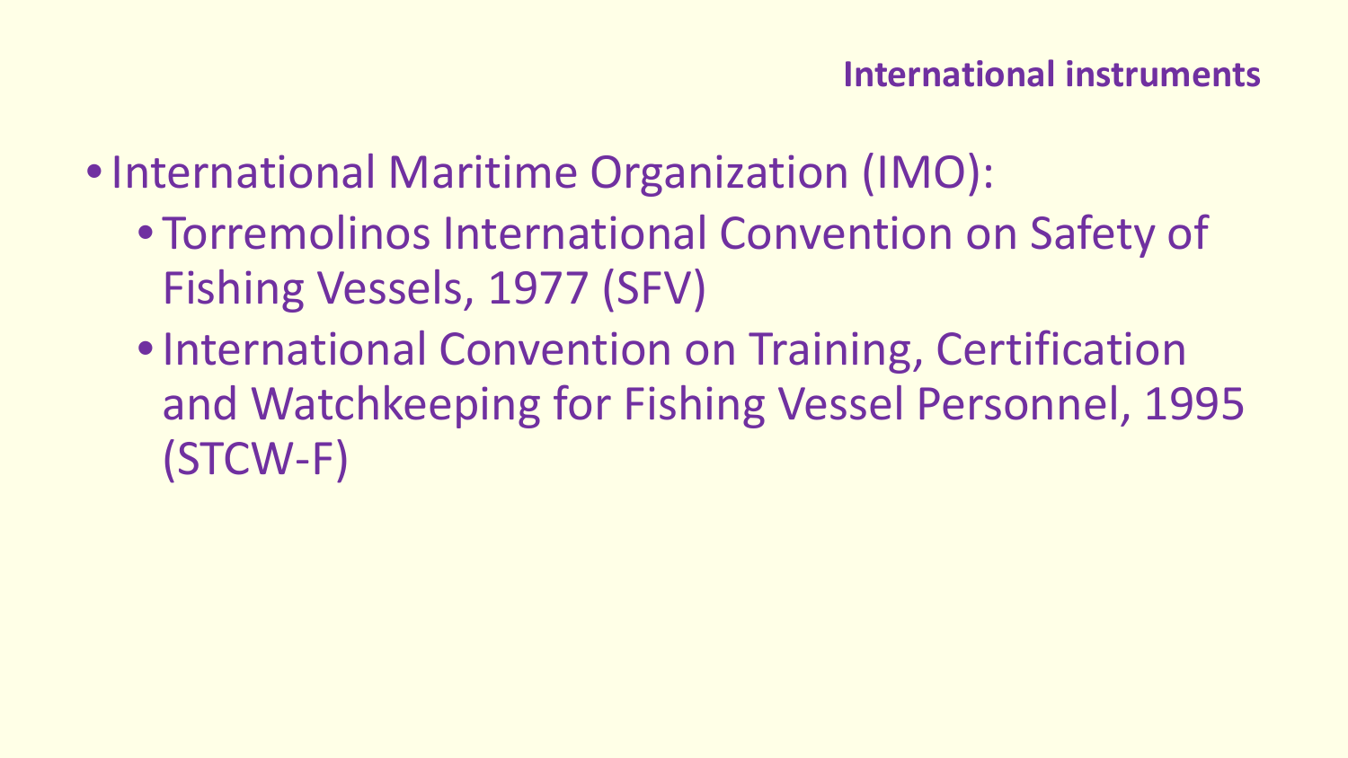## International instruments

- International Maritime Organization (IMO):
  - Torremolinos International Convention on Safety of Fishing Vessels, 1977 (SFV)
  - International Convention on Training, Certification and Watchkeeping for Fishing Vessel Personnel, 1995 (STCW-F)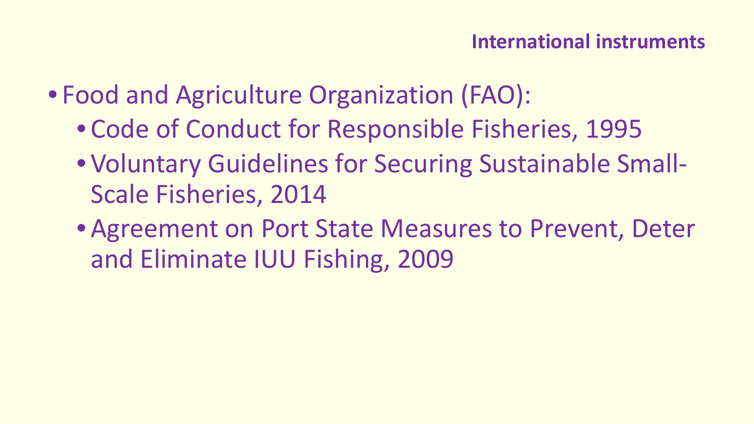## International instruments

- Food and Agriculture Organization (FAO):
  - Code of Conduct for Responsible Fisheries, 1995
  - Voluntary Guidelines for Securing Sustainable Small-Scale Fisheries, 2014
  - Agreement on Port State Measures to Prevent, Deter and Eliminate IUU Fishing, 2009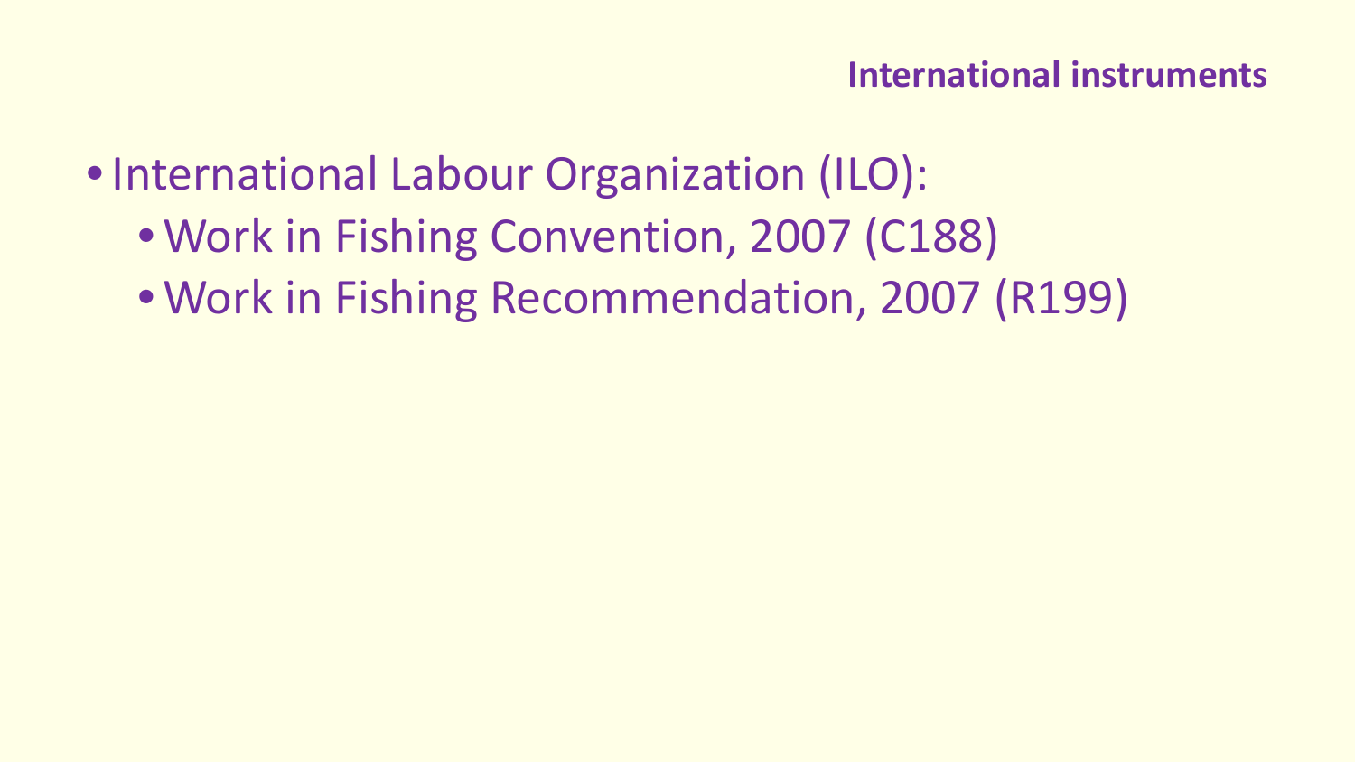## International instruments

- International Labour Organization (ILO):
  - Work in Fishing Convention, 2007 (C188)
  - Work in Fishing Recommendation, 2007 (R199)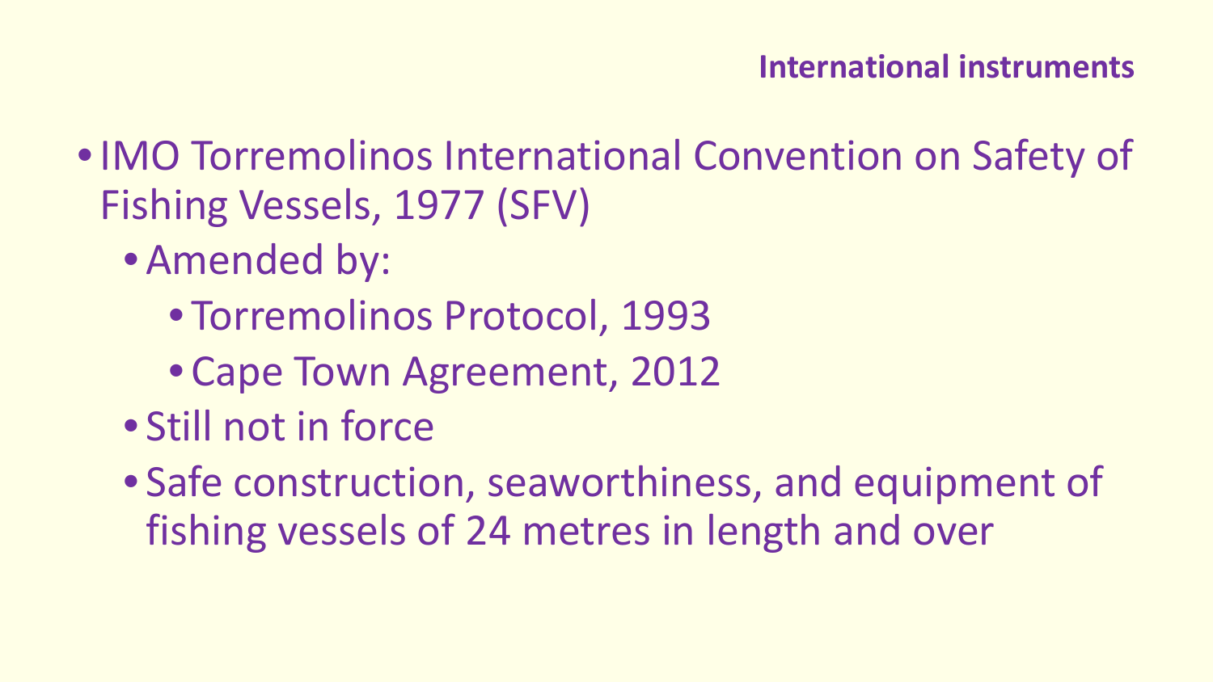## International instruments

- IMO Torremolinos International Convention on Safety of Fishing Vessels, 1977 (SFV)
  - Amended by:
    - Torremolinos Protocol, 1993
    - Cape Town Agreement, 2012
  - Still not in force
  - Safe construction, seaworthiness, and equipment of fishing vessels of 24 metres in length and over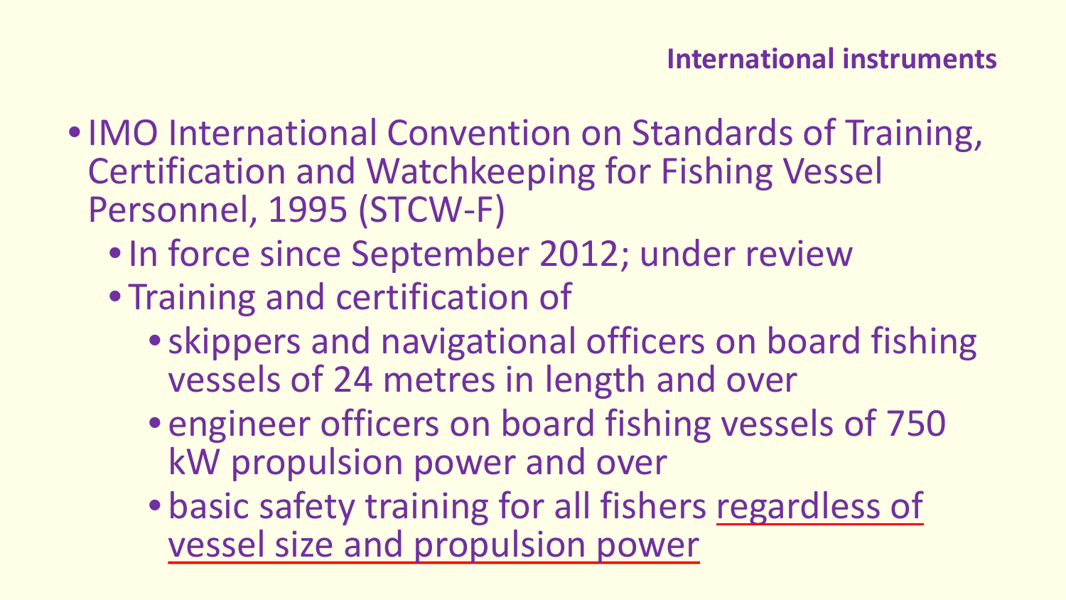## International instruments

- IMO International Convention on Standards of Training, Certification and Watchkeeping for Fishing Vessel Personnel, 1995 (STCW-F)
    - In force since September 2012; under review
    - Training and certification of
        - skippers and navigational officers on board fishing vessels of 24 metres in length and over
        - engineer officers on board fishing vessels of 750 kW propulsion power and over
        - basic safety training for all fishers regardless of vessel size and propulsion power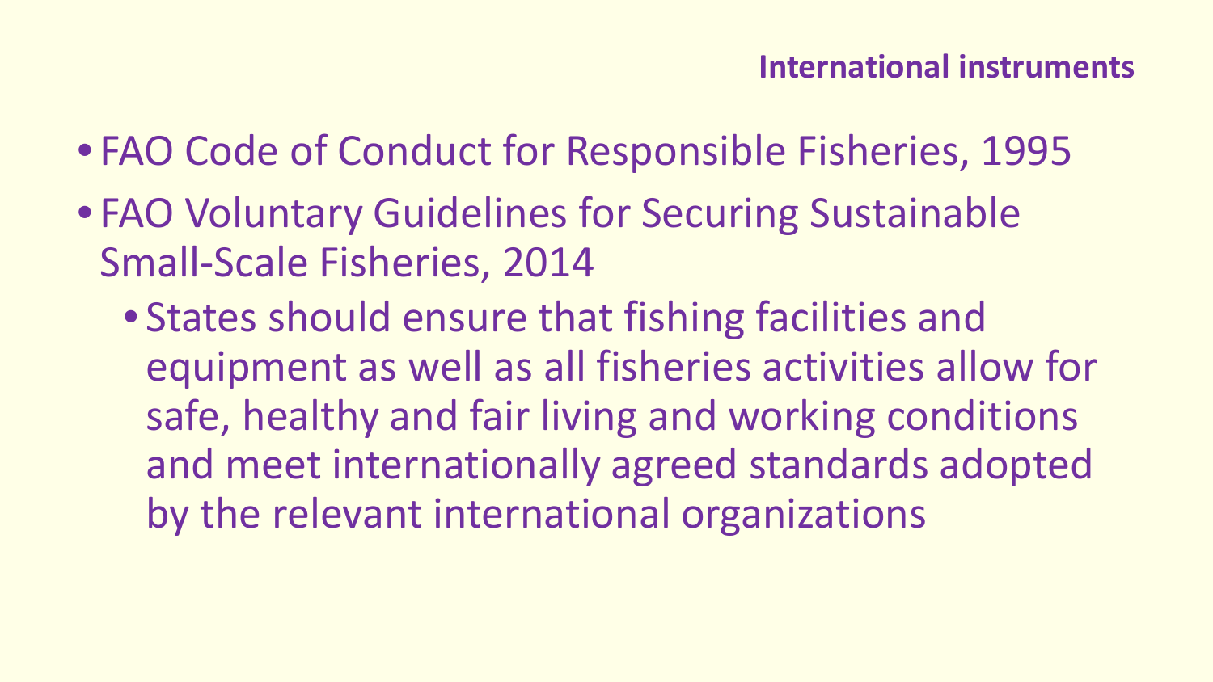## International instruments

- FAO Code of Conduct for Responsible Fisheries, 1995
- FAO Voluntary Guidelines for Securing Sustainable Small-Scale Fisheries, 2014
  - States should ensure that fishing facilities and equipment as well as all fisheries activities allow for safe, healthy and fair living and working conditions and meet internationally agreed standards adopted by the relevant international organizations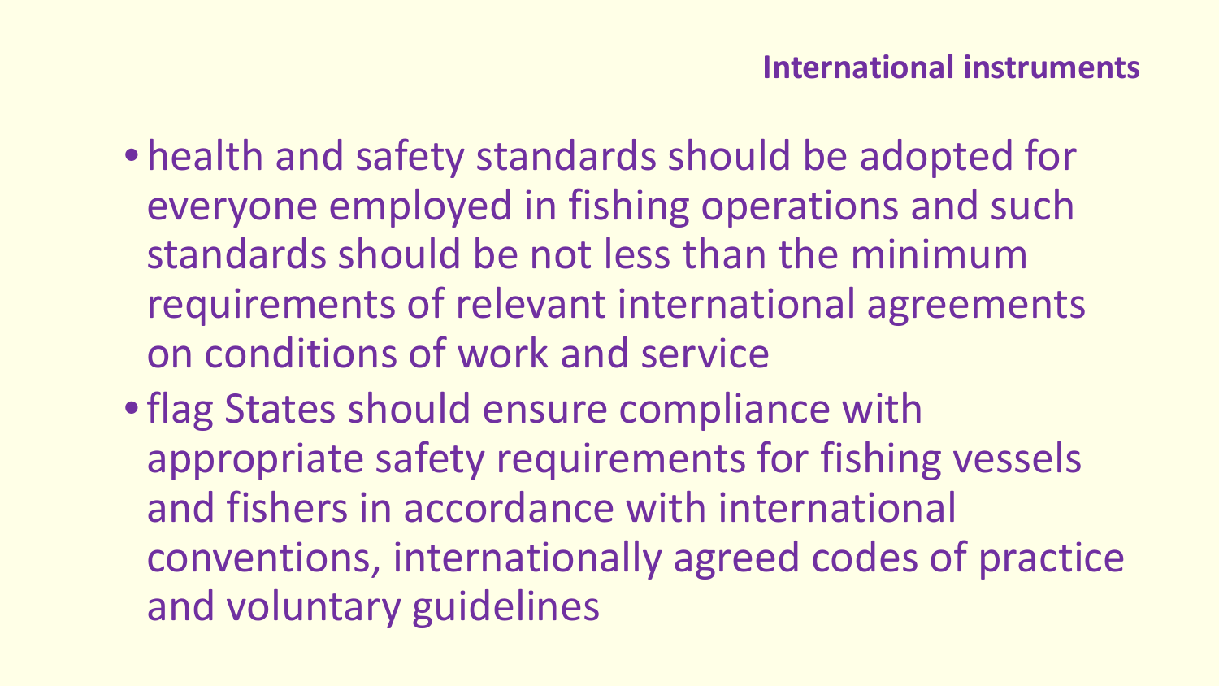## International instruments

- health and safety standards should be adopted for everyone employed in fishing operations and such standards should be not less than the minimum requirements of relevant international agreements on conditions of work and service
- flag States should ensure compliance with appropriate safety requirements for fishing vessels and fishers in accordance with international conventions, internationally agreed codes of practice and voluntary guidelines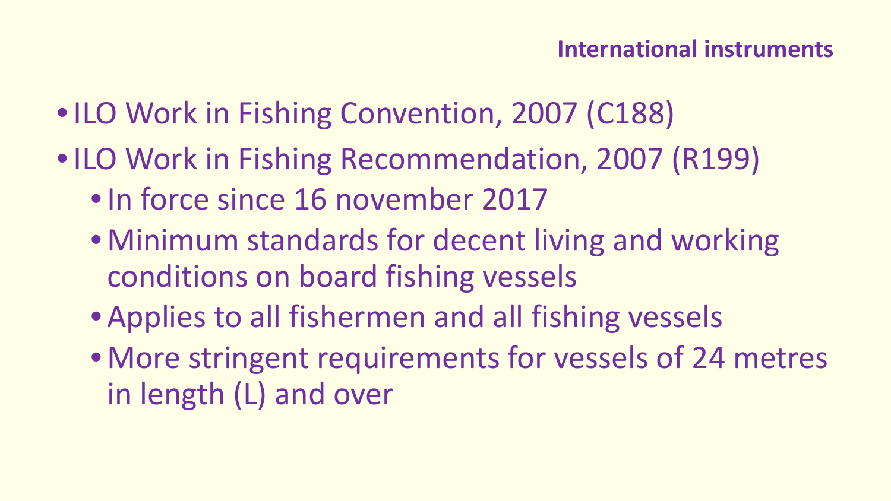## International instruments

- ILO Work in Fishing Convention, 2007 (C188)
- ILO Work in Fishing Recommendation, 2007 (R199)
  - In force since 16 november 2017
  - Minimum standards for decent living and working conditions on board fishing vessels
  - Applies to all fishermen and all fishing vessels
  - More stringent requirements for vessels of 24 metres in length (L) and over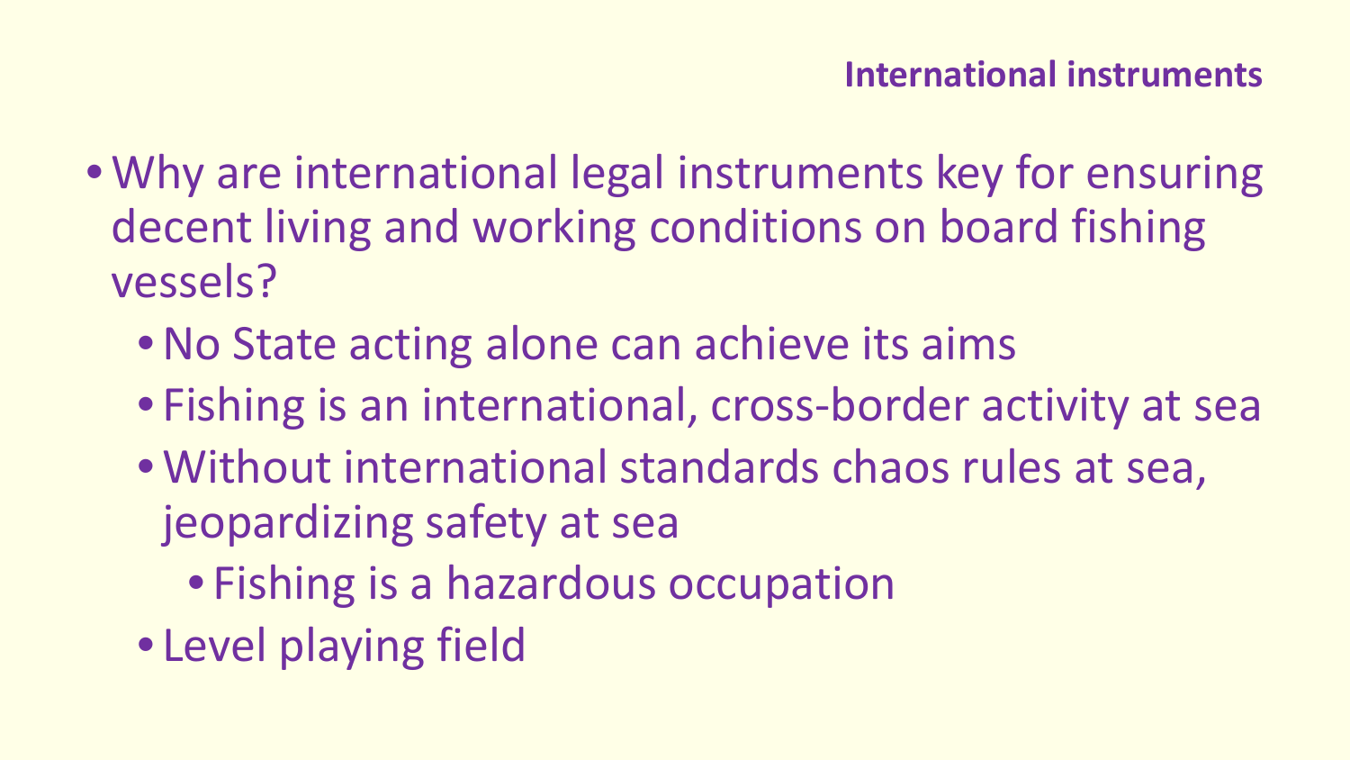## International instruments

- Why are international legal instruments key for ensuring decent living and working conditions on board fishing vessels?
  - No State acting alone can achieve its aims
  - Fishing is an international, cross-border activity at sea
  - Without international standards chaos rules at sea, jeopardizing safety at sea
    - Fishing is a hazardous occupation
  - Level playing field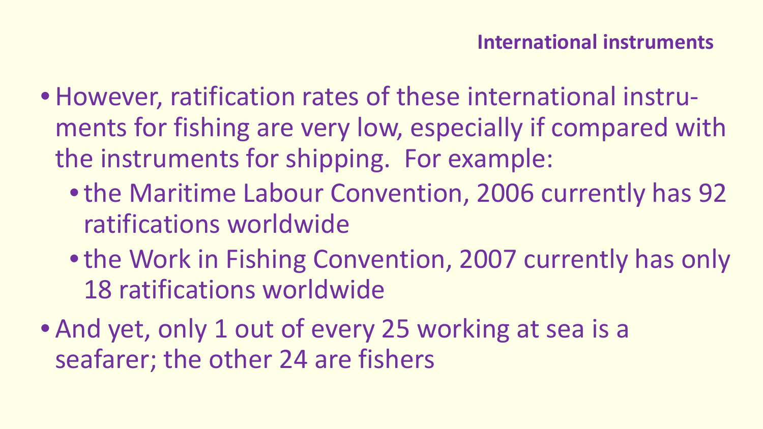## International instruments

- However, ratification rates of these international instruments for fishing are very low, especially if compared with the instruments for shipping. For example:
  - the Maritime Labour Convention, 2006 currently has 92 ratifications worldwide
  - the Work in Fishing Convention, 2007 currently has only 18 ratifications worldwide
- And yet, only 1 out of every 25 working at sea is a seafarer; the other 24 are fishers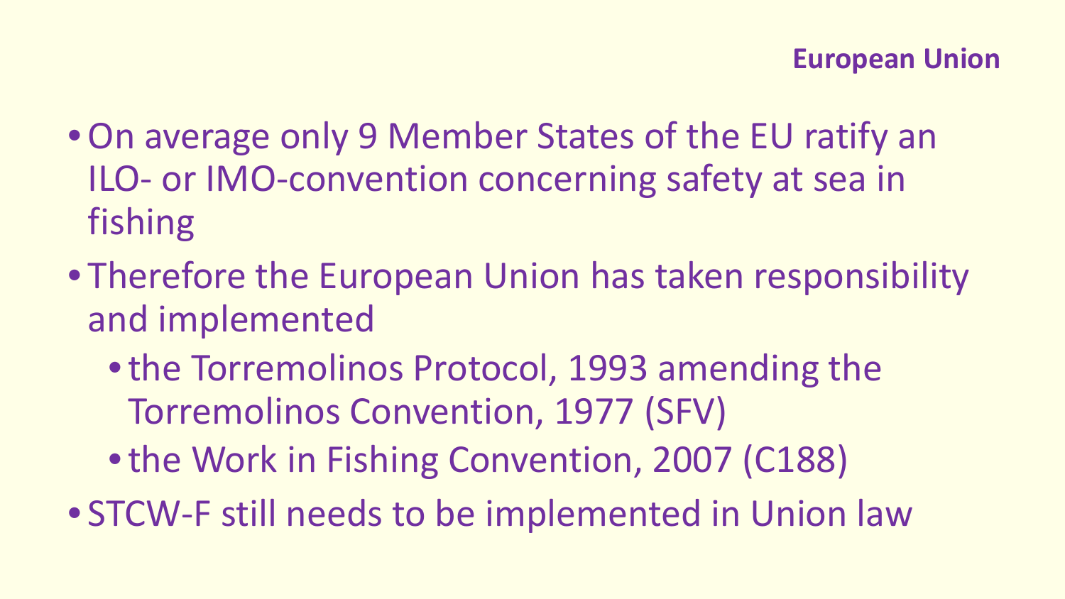## European Union

- On average only 9 Member States of the EU ratify an ILO- or IMO-convention concerning safety at sea in fishing
- Therefore the European Union has taken responsibility and implemented
  - the Torremolinos Protocol, 1993 amending the Torremolinos Convention, 1977 (SFV)
  - the Work in Fishing Convention, 2007 (C188)
- STCW-F still needs to be implemented in Union law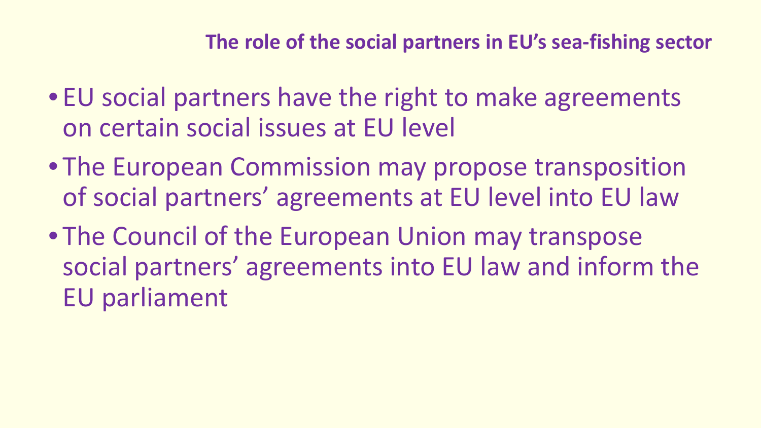## The role of the social partners in EU's sea-fishing sector

- EU social partners have the right to make agreements on certain social issues at EU level
- The European Commission may propose transposition of social partners' agreements at EU level into EU law
- The Council of the European Union may transpose social partners' agreements into EU law and inform the EU parliament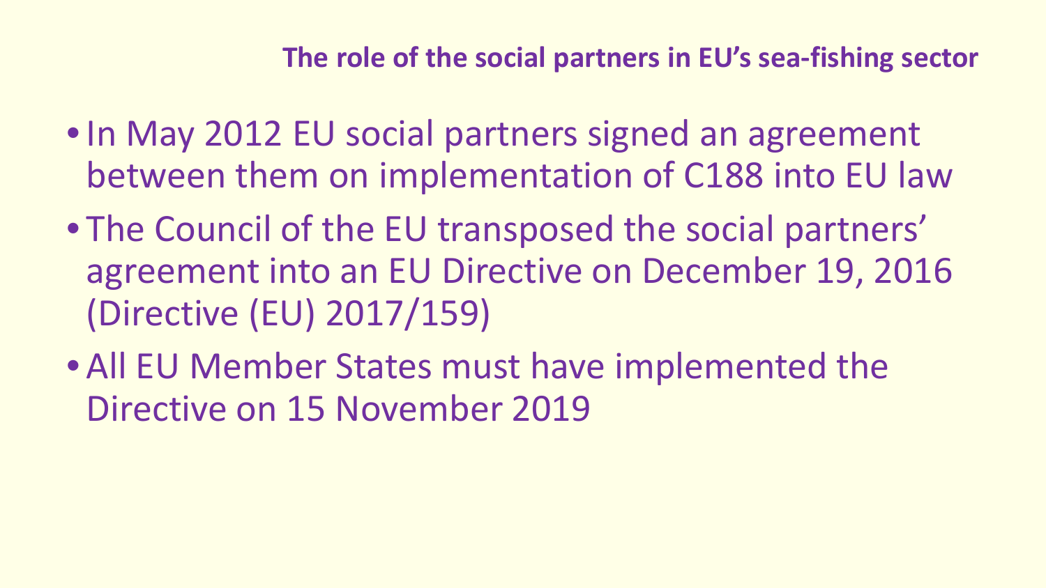## The role of the social partners in EU's sea-fishing sector

- In May 2012 EU social partners signed an agreement between them on implementation of C188 into EU law
- The Council of the EU transposed the social partners' agreement into an EU Directive on December 19, 2016 (Directive (EU) 2017/159)
- All EU Member States must have implemented the Directive on 15 November 2019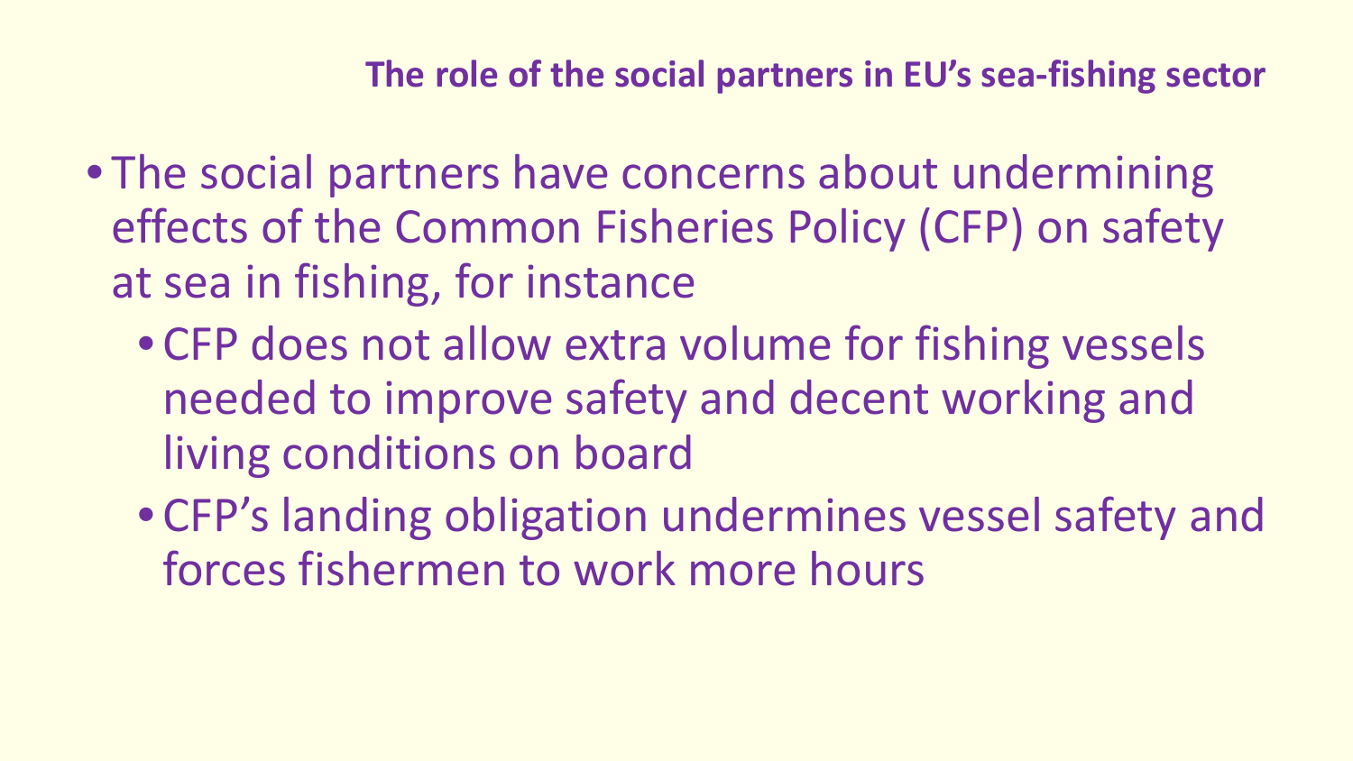## The role of the social partners in EU's sea-fishing sector

- The social partners have concerns about undermining effects of the Common Fisheries Policy (CFP) on safety at sea in fishing, for instance
  - CFP does not allow extra volume for fishing vessels needed to improve safety and decent working and living conditions on board
  - CFP's landing obligation undermines vessel safety and forces fishermen to work more hours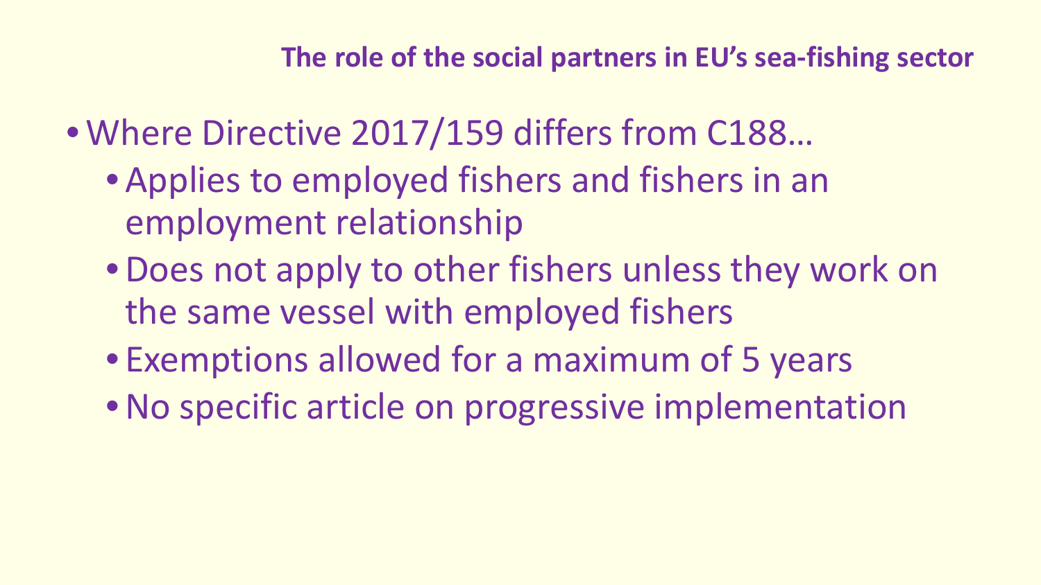**The role of the social partners in EU's sea-fishing sector**

- Where Directive 2017/159 differs from C188…
  - Applies to employed fishers and fishers in an employment relationship
  - Does not apply to other fishers unless they work on the same vessel with employed fishers
  - Exemptions allowed for a maximum of 5 years
  - No specific article on progressive implementation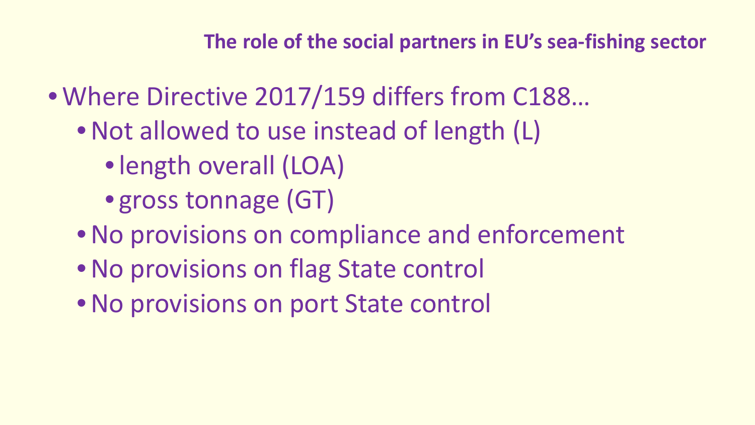## The role of the social partners in EU's sea-fishing sector

- Where Directive 2017/159 differs from C188…
  - Not allowed to use instead of length (L)
    - length overall (LOA)
    - gross tonnage (GT)
  - No provisions on compliance and enforcement
  - No provisions on flag State control
  - No provisions on port State control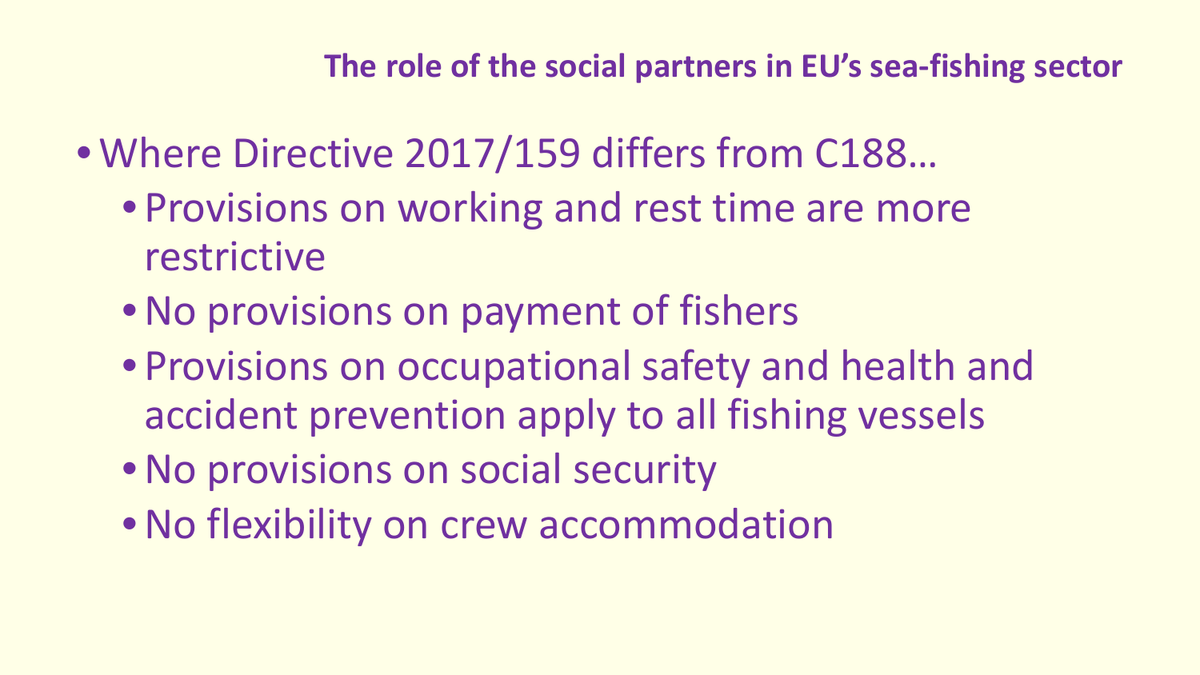## The role of the social partners in EU's sea-fishing sector

- Where Directive 2017/159 differs from C188…
  - Provisions on working and rest time are more restrictive
  - No provisions on payment of fishers
  - Provisions on occupational safety and health and accident prevention apply to all fishing vessels
  - No provisions on social security
  - No flexibility on crew accommodation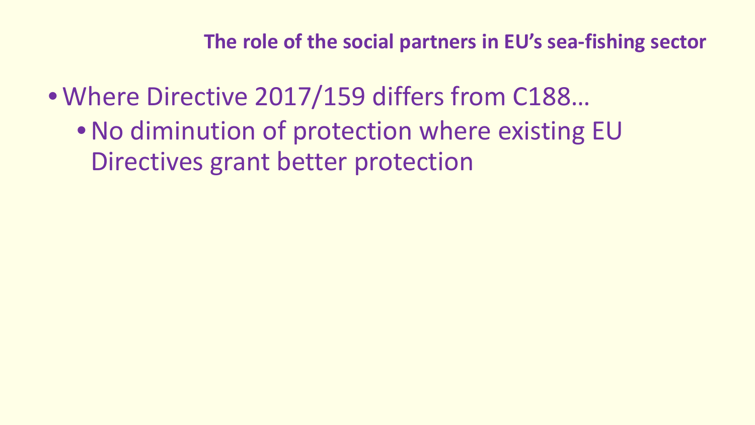- Where Directive 2017/159 differs from C188…
  - No diminution of protection where existing EU Directives grant better protection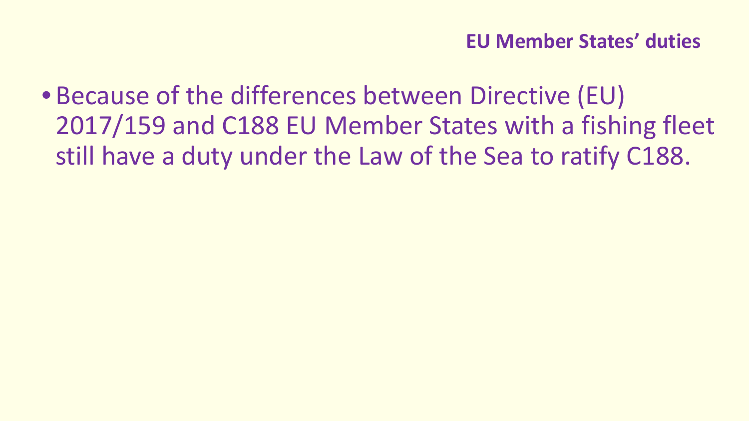## EU Member States' duties

- Because of the differences between Directive (EU) 2017/159 and C188 EU Member States with a fishing fleet still have a duty under the Law of the Sea to ratify C188.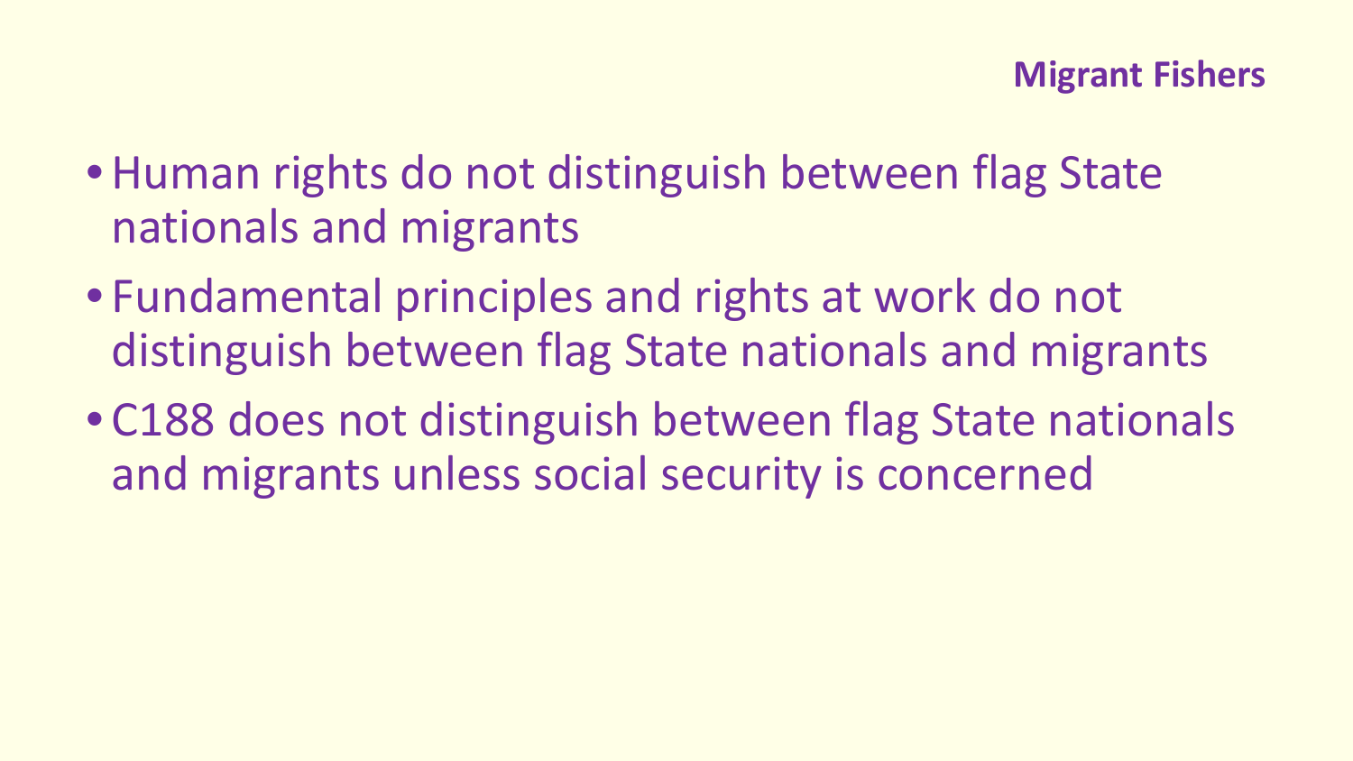## Migrant Fishers

- Human rights do not distinguish between flag State nationals and migrants
- Fundamental principles and rights at work do not distinguish between flag State nationals and migrants
- C188 does not distinguish between flag State nationals and migrants unless social security is concerned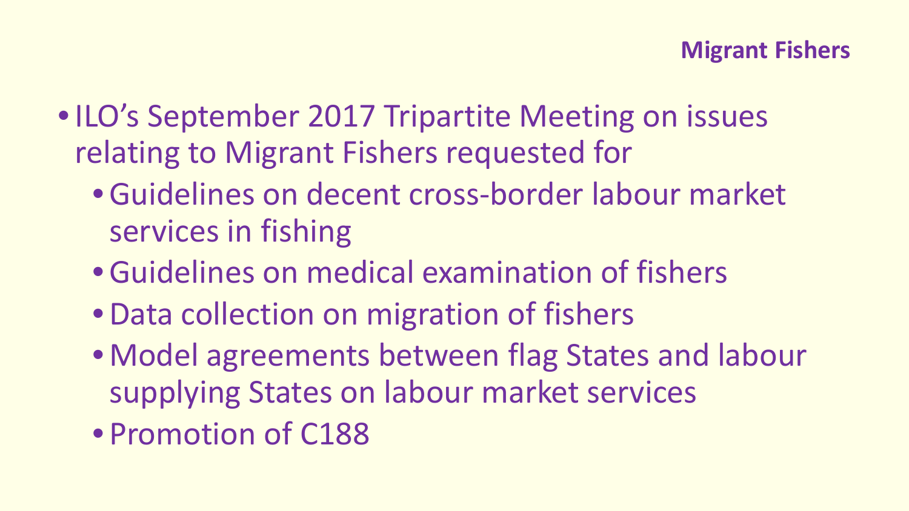## Migrant Fishers

- ILO's September 2017 Tripartite Meeting on issues relating to Migrant Fishers requested for
  - Guidelines on decent cross-border labour market services in fishing
  - Guidelines on medical examination of fishers
  - Data collection on migration of fishers
  - Model agreements between flag States and labour supplying States on labour market services
  - Promotion of C188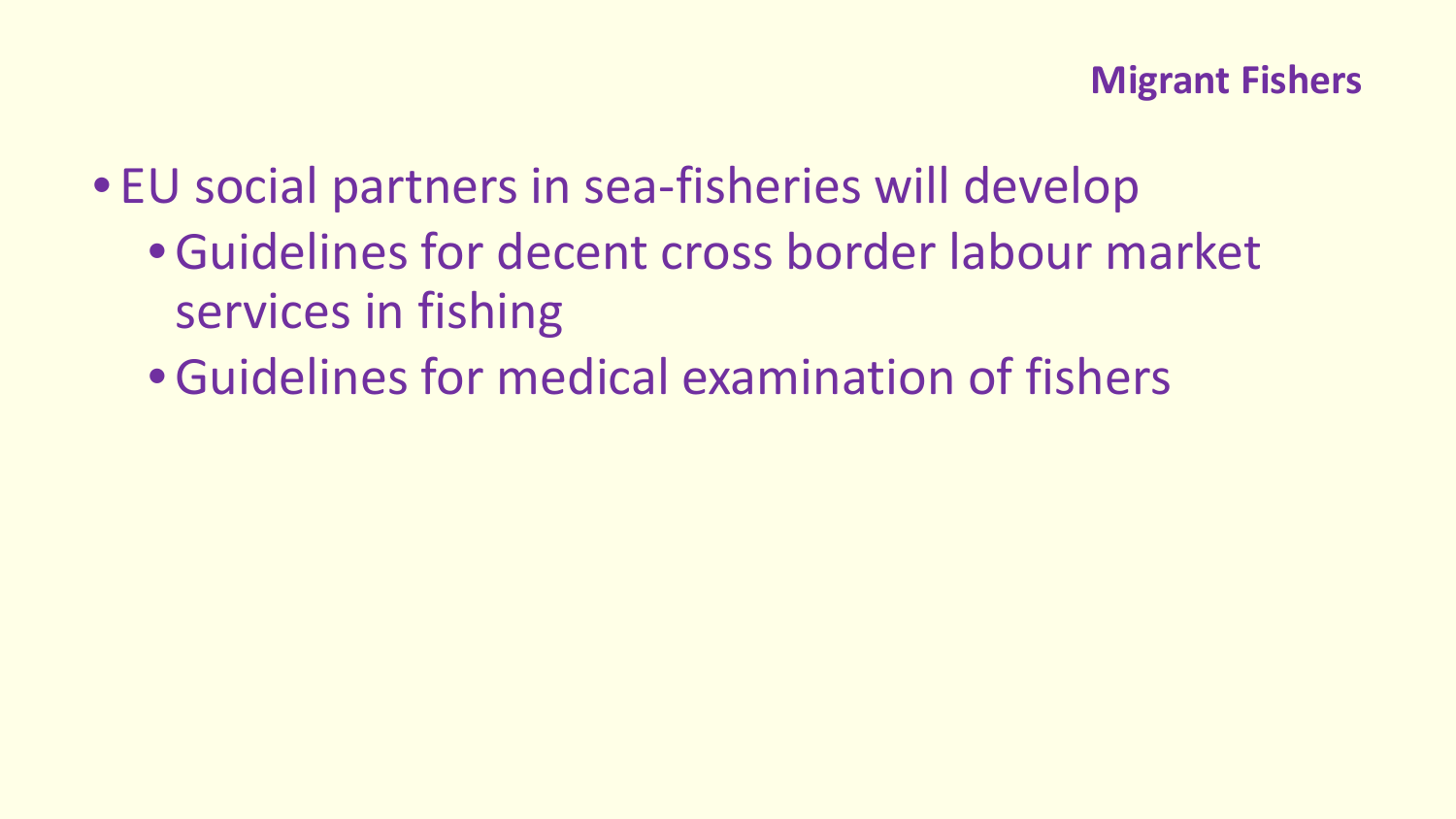## Migrant Fishers

- EU social partners in sea-fisheries will develop
  - Guidelines for decent cross border labour market services in fishing
  - Guidelines for medical examination of fishers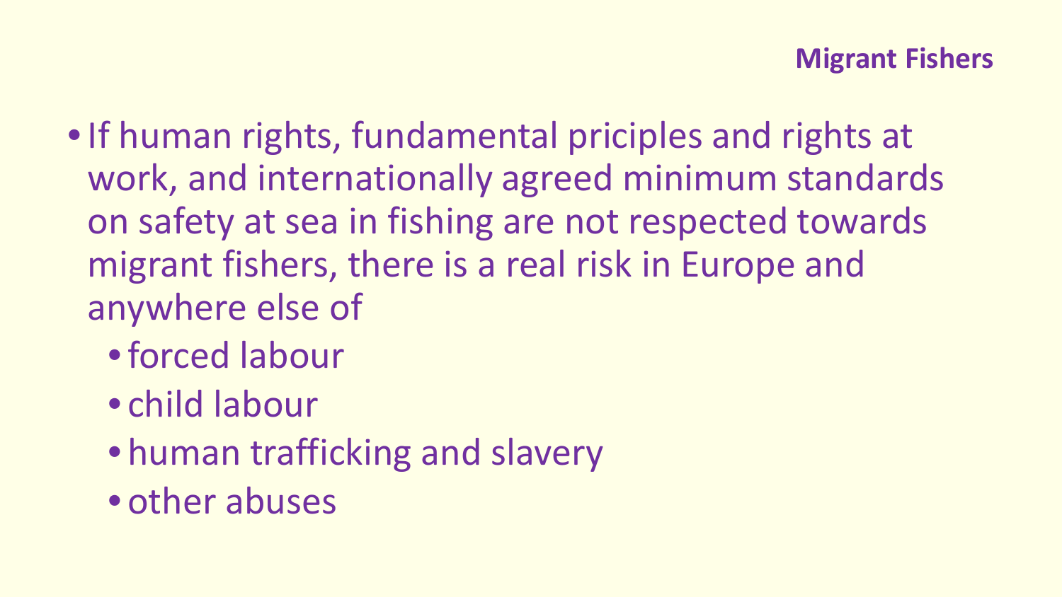## Migrant Fishers

- If human rights, fundamental priciples and rights at work, and internationally agreed minimum standards on safety at sea in fishing are not respected towards migrant fishers, there is a real risk in Europe and anywhere else of
  - forced labour
  - child labour
  - human trafficking and slavery
  - other abuses